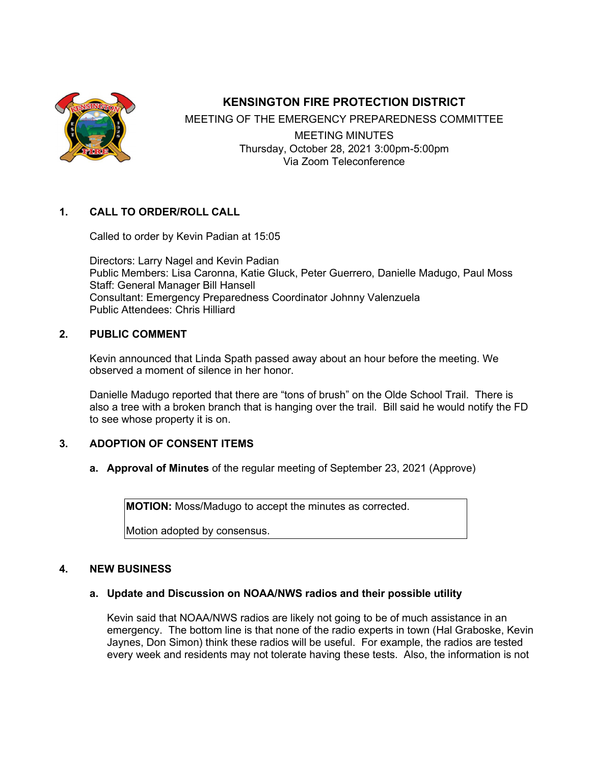# KENSINGTON FIRE PROTECTION DISTRICT

MEETING OF THE EMERGENCY PREPAREDNESS COMMITTEE
MEETING MINUTES
Thursday, October 28, 2021 3:00pm-5:00pm
Via Zoom Teleconference

## 1. CALL TO ORDER/ROLL CALL

Called to order by Kevin Padian at 15:05

Directors: Larry Nagel and Kevin Padian
Public Members: Lisa Caronna, Katie Gluck, Peter Guerrero, Danielle Madugo, Paul Moss
Staff: General Manager Bill Hansell
Consultant: Emergency Preparedness Coordinator Johnny Valenzuela
Public Attendees: Chris Hilliard

## 2. PUBLIC COMMENT

Kevin announced that Linda Spath passed away about an hour before the meeting. We observed a moment of silence in her honor.

Danielle Madugo reported that there are "tons of brush" on the Olde School Trail. There is also a tree with a broken branch that is hanging over the trail. Bill said he would notify the FD to see whose property it is on.

## 3. ADOPTION OF CONSENT ITEMS

**a. Approval of Minutes** of the regular meeting of September 23, 2021 (Approve)

> **MOTION:** Moss/Madugo to accept the minutes as corrected.
>
> Motion adopted by consensus.

## 4. NEW BUSINESS

**a. Update and Discussion on NOAA/NWS radios and their possible utility**

Kevin said that NOAA/NWS radios are likely not going to be of much assistance in an emergency. The bottom line is that none of the radio experts in town (Hal Graboske, Kevin Jaynes, Don Simon) think these radios will be useful. For example, the radios are tested every week and residents may not tolerate having these tests. Also, the information is not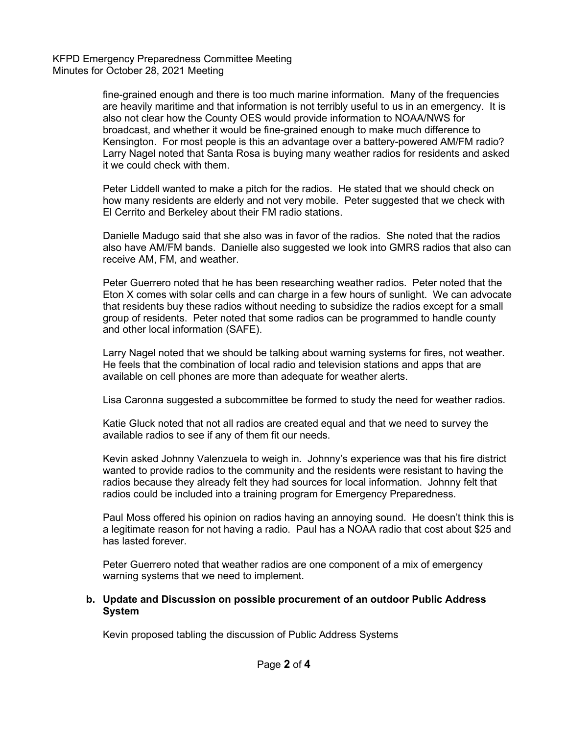fine-grained enough and there is too much marine information. Many of the frequencies are heavily maritime and that information is not terribly useful to us in an emergency. It is also not clear how the County OES would provide information to NOAA/NWS for broadcast, and whether it would be fine-grained enough to make much difference to Kensington. For most people is this an advantage over a battery-powered AM/FM radio? Larry Nagel noted that Santa Rosa is buying many weather radios for residents and asked it we could check with them.

Peter Liddell wanted to make a pitch for the radios. He stated that we should check on how many residents are elderly and not very mobile. Peter suggested that we check with El Cerrito and Berkeley about their FM radio stations.

Danielle Madugo said that she also was in favor of the radios. She noted that the radios also have AM/FM bands. Danielle also suggested we look into GMRS radios that also can receive AM, FM, and weather.

Peter Guerrero noted that he has been researching weather radios. Peter noted that the Eton X comes with solar cells and can charge in a few hours of sunlight. We can advocate that residents buy these radios without needing to subsidize the radios except for a small group of residents. Peter noted that some radios can be programmed to handle county and other local information (SAFE).

Larry Nagel noted that we should be talking about warning systems for fires, not weather. He feels that the combination of local radio and television stations and apps that are available on cell phones are more than adequate for weather alerts.

Lisa Caronna suggested a subcommittee be formed to study the need for weather radios.

Katie Gluck noted that not all radios are created equal and that we need to survey the available radios to see if any of them fit our needs.

Kevin asked Johnny Valenzuela to weigh in. Johnny's experience was that his fire district wanted to provide radios to the community and the residents were resistant to having the radios because they already felt they had sources for local information. Johnny felt that radios could be included into a training program for Emergency Preparedness.

Paul Moss offered his opinion on radios having an annoying sound. He doesn't think this is a legitimate reason for not having a radio. Paul has a NOAA radio that cost about $25 and has lasted forever.

Peter Guerrero noted that weather radios are one component of a mix of emergency warning systems that we need to implement.

**b. Update and Discussion on possible procurement of an outdoor Public Address System**

Kevin proposed tabling the discussion of Public Address Systems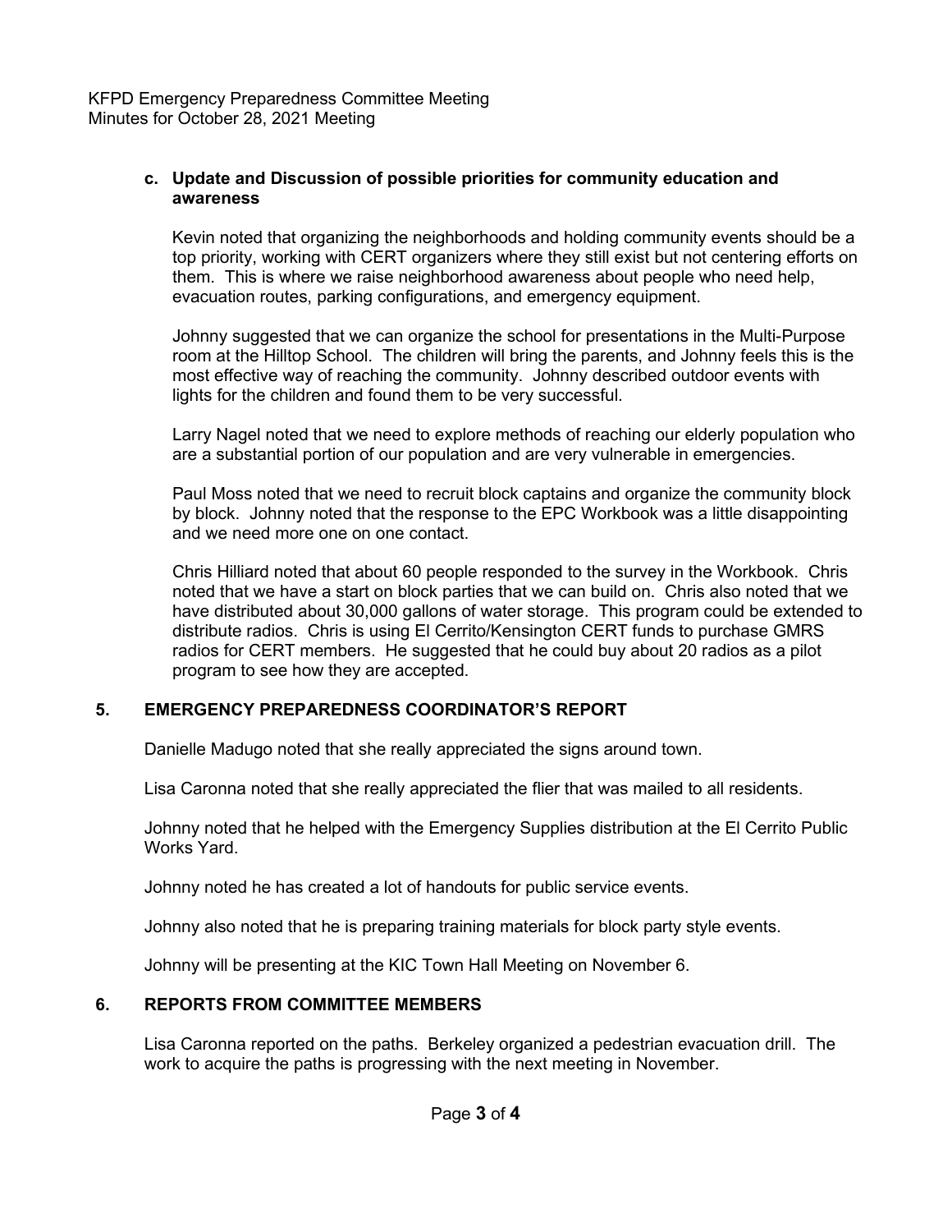### c. Update and Discussion of possible priorities for community education and awareness

Kevin noted that organizing the neighborhoods and holding community events should be a top priority, working with CERT organizers where they still exist but not centering efforts on them. This is where we raise neighborhood awareness about people who need help, evacuation routes, parking configurations, and emergency equipment.

Johnny suggested that we can organize the school for presentations in the Multi-Purpose room at the Hilltop School. The children will bring the parents, and Johnny feels this is the most effective way of reaching the community. Johnny described outdoor events with lights for the children and found them to be very successful.

Larry Nagel noted that we need to explore methods of reaching our elderly population who are a substantial portion of our population and are very vulnerable in emergencies.

Paul Moss noted that we need to recruit block captains and organize the community block by block. Johnny noted that the response to the EPC Workbook was a little disappointing and we need more one on one contact.

Chris Hilliard noted that about 60 people responded to the survey in the Workbook. Chris noted that we have a start on block parties that we can build on. Chris also noted that we have distributed about 30,000 gallons of water storage. This program could be extended to distribute radios. Chris is using El Cerrito/Kensington CERT funds to purchase GMRS radios for CERT members. He suggested that he could buy about 20 radios as a pilot program to see how they are accepted.

## 5. EMERGENCY PREPAREDNESS COORDINATOR'S REPORT

Danielle Madugo noted that she really appreciated the signs around town.

Lisa Caronna noted that she really appreciated the flier that was mailed to all residents.

Johnny noted that he helped with the Emergency Supplies distribution at the El Cerrito Public Works Yard.

Johnny noted he has created a lot of handouts for public service events.

Johnny also noted that he is preparing training materials for block party style events.

Johnny will be presenting at the KIC Town Hall Meeting on November 6.

## 6. REPORTS FROM COMMITTEE MEMBERS

Lisa Caronna reported on the paths. Berkeley organized a pedestrian evacuation drill. The work to acquire the paths is progressing with the next meeting in November.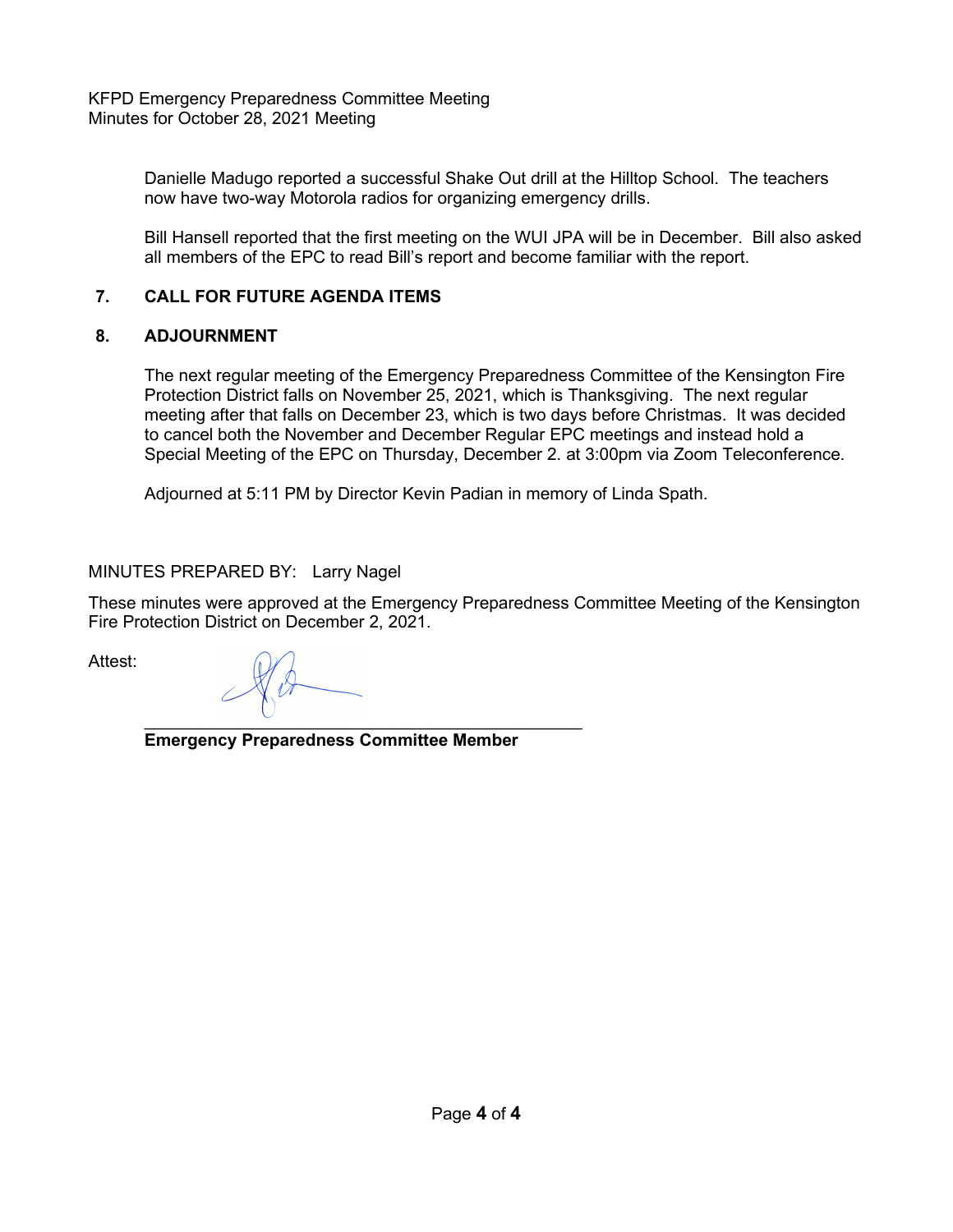KFPD Emergency Preparedness Committee Meeting
Minutes for October 28, 2021 Meeting

Danielle Madugo reported a successful Shake Out drill at the Hilltop School. The teachers now have two-way Motorola radios for organizing emergency drills.

Bill Hansell reported that the first meeting on the WUI JPA will be in December. Bill also asked all members of the EPC to read Bill's report and become familiar with the report.

## 7. CALL FOR FUTURE AGENDA ITEMS

## 8. ADJOURNMENT

The next regular meeting of the Emergency Preparedness Committee of the Kensington Fire Protection District falls on November 25, 2021, which is Thanksgiving. The next regular meeting after that falls on December 23, which is two days before Christmas. It was decided to cancel both the November and December Regular EPC meetings and instead hold a Special Meeting of the EPC on Thursday, December 2. at 3:00pm via Zoom Teleconference.

Adjourned at 5:11 PM by Director Kevin Padian in memory of Linda Spath.

MINUTES PREPARED BY: Larry Nagel

These minutes were approved at the Emergency Preparedness Committee Meeting of the Kensington Fire Protection District on December 2, 2021.

Attest:

\_\_\_\_\_\_\_\_\_\_\_\_\_\_\_\_\_\_\_\_\_\_\_\_\_\_\_\_\_\_\_\_\_\_\_\_\_\_\_\_\_\_\_\_

**Emergency Preparedness Committee Member**